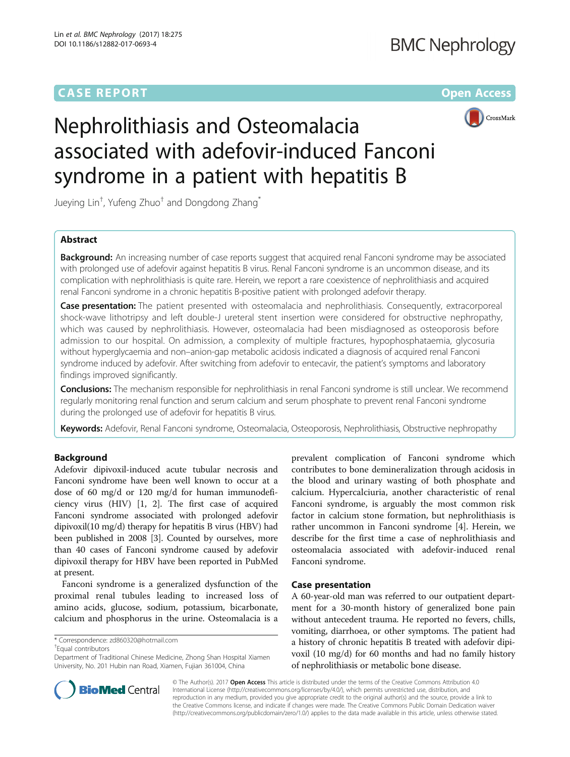CASE REPORT

Open Access

# Nephrolithiasis and Osteomalacia associated with adefovir-induced Fanconi syndrome in a patient with hepatitis B

Jueying Lin[†], Yufeng Zhuo[†] and Dongdong Zhang[*]

## Abstract

**Background:** An increasing number of case reports suggest that acquired renal Fanconi syndrome may be associated with prolonged use of adefovir against hepatitis B virus. Renal Fanconi syndrome is an uncommon disease, and its complication with nephrolithiasis is quite rare. Herein, we report a rare coexistence of nephrolithiasis and acquired renal Fanconi syndrome in a chronic hepatitis B-positive patient with prolonged adefovir therapy.

**Case presentation:** The patient presented with osteomalacia and nephrolithiasis. Consequently, extracorporeal shock-wave lithotripsy and left double-J ureteral stent insertion were considered for obstructive nephropathy, which was caused by nephrolithiasis. However, osteomalacia had been misdiagnosed as osteoporosis before admission to our hospital. On admission, a complexity of multiple fractures, hypophosphataemia, glycosuria without hyperglycaemia and non–anion-gap metabolic acidosis indicated a diagnosis of acquired renal Fanconi syndrome induced by adefovir. After switching from adefovir to entecavir, the patient's symptoms and laboratory findings improved significantly.

**Conclusions:** The mechanism responsible for nephrolithiasis in renal Fanconi syndrome is still unclear. We recommend regularly monitoring renal function and serum calcium and serum phosphate to prevent renal Fanconi syndrome during the prolonged use of adefovir for hepatitis B virus.

**Keywords:** Adefovir, Renal Fanconi syndrome, Osteomalacia, Osteoporosis, Nephrolithiasis, Obstructive nephropathy

## Background

Adefovir dipivoxil-induced acute tubular necrosis and Fanconi syndrome have been well known to occur at a dose of 60 mg/d or 120 mg/d for human immunodeficiency virus (HIV) [1, 2]. The first case of acquired Fanconi syndrome associated with prolonged adefovir dipivoxil(10 mg/d) therapy for hepatitis B virus (HBV) had been published in 2008 [3]. Counted by ourselves, more than 40 cases of Fanconi syndrome caused by adefovir dipivoxil therapy for HBV have been reported in PubMed at present.

Fanconi syndrome is a generalized dysfunction of the proximal renal tubules leading to increased loss of amino acids, glucose, sodium, potassium, bicarbonate, calcium and phosphorus in the urine. Osteomalacia is a prevalent complication of Fanconi syndrome which contributes to bone demineralization through acidosis in the blood and urinary wasting of both phosphate and calcium. Hypercalciuria, another characteristic of renal Fanconi syndrome, is arguably the most common risk factor in calcium stone formation, but nephrolithiasis is rather uncommon in Fanconi syndrome [4]. Herein, we describe for the first time a case of nephrolithiasis and osteomalacia associated with adefovir-induced renal Fanconi syndrome.

## Case presentation

A 60-year-old man was referred to our outpatient department for a 30-month history of generalized bone pain without antecedent trauma. He reported no fevers, chills, vomiting, diarrhoea, or other symptoms. The patient had a history of chronic hepatitis B treated with adefovir dipivoxil (10 mg/d) for 60 months and had no family history of nephrolithiasis or metabolic bone disease.

\* Correspondence: zd860320@hotmail.com
[†]Equal contributors
Department of Traditional Chinese Medicine, Zhong Shan Hospital Xiamen University, No. 201 Hubin nan Road, Xiamen, Fujian 361004, China

© The Author(s). 2017 **Open Access** This article is distributed under the terms of the Creative Commons Attribution 4.0 International License (http://creativecommons.org/licenses/by/4.0/), which permits unrestricted use, distribution, and reproduction in any medium, provided you give appropriate credit to the original author(s) and the source, provide a link to the Creative Commons license, and indicate if changes were made. The Creative Commons Public Domain Dedication waiver (http://creativecommons.org/publicdomain/zero/1.0/) applies to the data made available in this article, unless otherwise stated.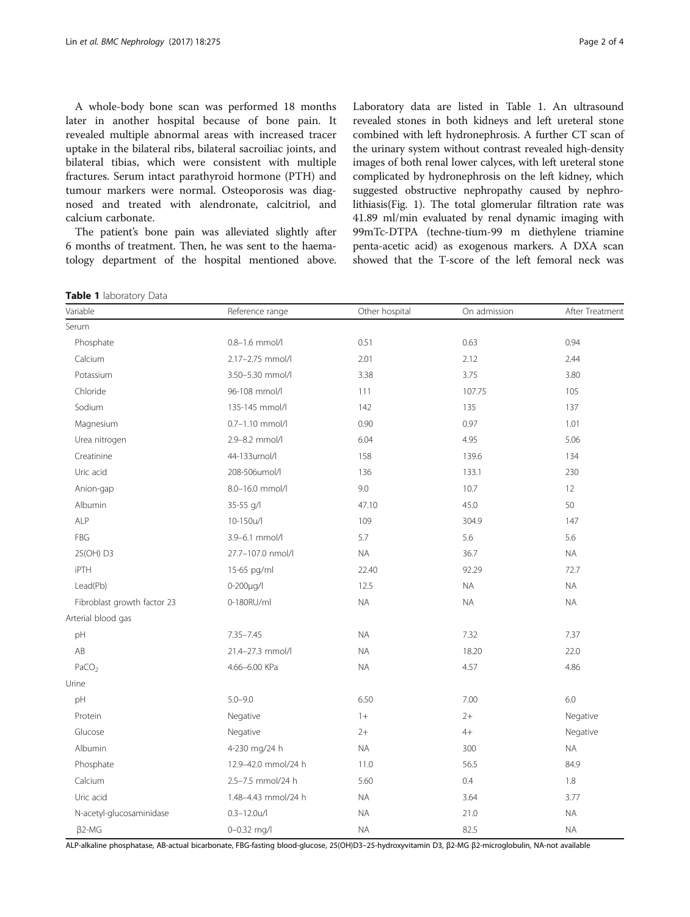A whole-body bone scan was performed 18 months later in another hospital because of bone pain. It revealed multiple abnormal areas with increased tracer uptake in the bilateral ribs, bilateral sacroiliac joints, and bilateral tibias, which were consistent with multiple fractures. Serum intact parathyroid hormone (PTH) and tumour markers were normal. Osteoporosis was diagnosed and treated with alendronate, calcitriol, and calcium carbonate.

The patient's bone pain was alleviated slightly after 6 months of treatment. Then, he was sent to the haematology department of the hospital mentioned above. Laboratory data are listed in Table 1. An ultrasound revealed stones in both kidneys and left ureteral stone combined with left hydronephrosis. A further CT scan of the urinary system without contrast revealed high-density images of both renal lower calyces, with left ureteral stone complicated by hydronephrosis on the left kidney, which suggested obstructive nephropathy caused by nephrolithiasis(Fig. 1). The total glomerular filtration rate was 41.89 ml/min evaluated by renal dynamic imaging with 99mTc-DTPA (techne-tium-99 m diethylene triamine penta-acetic acid) as exogenous markers. A DXA scan showed that the T-score of the left femoral neck was

**Table 1** laboratory Data

| Variable | Reference range | Other hospital | On admission | After Treatment |
|---|---|---|---|---|
| Serum | | | | |
| Phosphate | 0.8–1.6 mmol/l | 0.51 | 0.63 | 0.94 |
| Calcium | 2.17–2.75 mmol/l | 2.01 | 2.12 | 2.44 |
| Potassium | 3.50–5.30 mmol/l | 3.38 | 3.75 | 3.80 |
| Chloride | 96-108 mmol/l | 111 | 107.75 | 105 |
| Sodium | 135-145 mmol/l | 142 | 135 | 137 |
| Magnesium | 0.7–1.10 mmol/l | 0.90 | 0.97 | 1.01 |
| Urea nitrogen | 2.9–8.2 mmol/l | 6.04 | 4.95 | 5.06 |
| Creatinine | 44-133umol/l | 158 | 139.6 | 134 |
| Uric acid | 208-506umol/l | 136 | 133.1 | 230 |
| Anion-gap | 8.0–16.0 mmol/l | 9.0 | 10.7 | 12 |
| Albumin | 35-55 g/l | 47.10 | 45.0 | 50 |
| ALP | 10-150u/l | 109 | 304.9 | 147 |
| FBG | 3.9–6.1 mmol/l | 5.7 | 5.6 | 5.6 |
| 25(OH) D3 | 27.7–107.0 nmol/l | NA | 36.7 | NA |
| iPTH | 15-65 pg/ml | 22.40 | 92.29 | 72.7 |
| Lead(Pb) | 0-200μg/l | 12.5 | NA | NA |
| Fibroblast growth factor 23 | 0-180RU/ml | NA | NA | NA |
| Arterial blood gas | | | | |
| pH | 7.35–7.45 | NA | 7.32 | 7.37 |
| AB | 21.4–27.3 mmol/l | NA | 18.20 | 22.0 |
| $PaCO_2$ | 4.66–6.00 KPa | NA | 4.57 | 4.86 |
| Urine | | | | |
| pH | 5.0–9.0 | 6.50 | 7.00 | 6.0 |
| Protein | Negative | 1+ | 2+ | Negative |
| Glucose | Negative | 2+ | 4+ | Negative |
| Albumin | 4-230 mg/24 h | NA | 300 | NA |
| Phosphate | 12.9–42.0 mmol/24 h | 11.0 | 56.5 | 84.9 |
| Calcium | 2.5–7.5 mmol/24 h | 5.60 | 0.4 | 1.8 |
| Uric acid | 1.48–4.43 mmol/24 h | NA | 3.64 | 3.77 |
| N-acetyl-glucosaminidase | 0.3–12.0u/l | NA | 21.0 | NA |
| β2-MG | 0–0.32 mg/l | NA | 82.5 | NA |

ALP-alkaline phosphatase, AB-actual bicarbonate, FBG-fasting blood-glucose, 25(OH)D3–25-hydroxyvitamin D3, β2-MG β2-microglobulin, NA-not available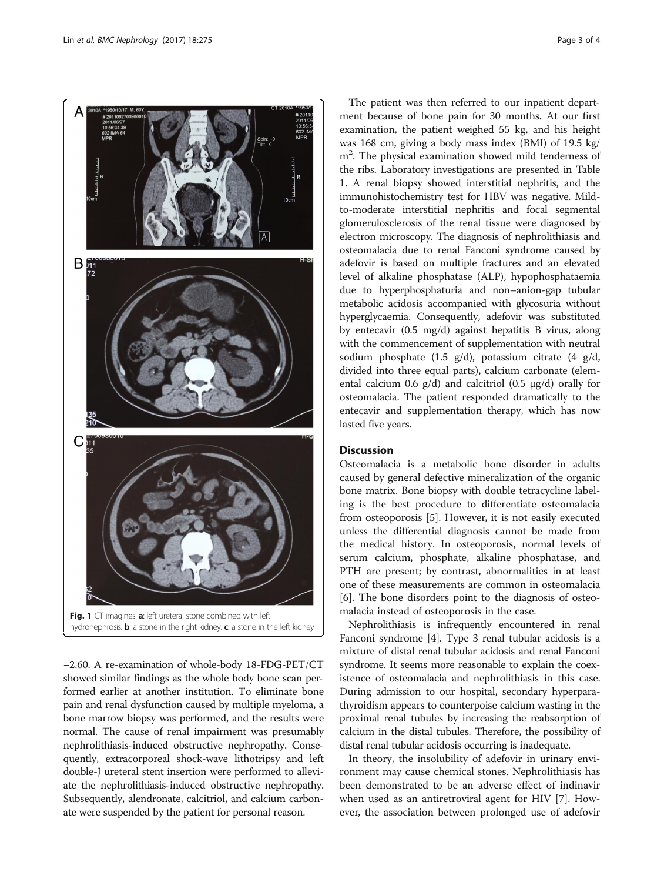Fig. 1 CT imagines. **a**: left ureteral stone combined with left hydronephrosis. **b**: a stone in the right kidney. **c**: a stone in the left kidney

−2.60. A re-examination of whole-body 18-FDG-PET/CT showed similar findings as the whole body bone scan performed earlier at another institution. To eliminate bone pain and renal dysfunction caused by multiple myeloma, a bone marrow biopsy was performed, and the results were normal. The cause of renal impairment was presumably nephrolithiasis-induced obstructive nephropathy. Consequently, extracorporeal shock-wave lithotripsy and left double-J ureteral stent insertion were performed to alleviate the nephrolithiasis-induced obstructive nephropathy. Subsequently, alendronate, calcitriol, and calcium carbonate were suspended by the patient for personal reason.

The patient was then referred to our inpatient department because of bone pain for 30 months. At our first examination, the patient weighed 55 kg, and his height was 168 cm, giving a body mass index (BMI) of 19.5 kg/m$^2$. The physical examination showed mild tenderness of the ribs. Laboratory investigations are presented in Table 1. A renal biopsy showed interstitial nephritis, and the immunohistochemistry test for HBV was negative. Mild-to-moderate interstitial nephritis and focal segmental glomerulosclerosis of the renal tissue were diagnosed by electron microscopy. The diagnosis of nephrolithiasis and osteomalacia due to renal Fanconi syndrome caused by adefovir is based on multiple fractures and an elevated level of alkaline phosphatase (ALP), hypophosphataemia due to hyperphosphaturia and non–anion-gap tubular metabolic acidosis accompanied with glycosuria without hyperglycaemia. Consequently, adefovir was substituted by entecavir (0.5 mg/d) against hepatitis B virus, along with the commencement of supplementation with neutral sodium phosphate (1.5 g/d), potassium citrate (4 g/d, divided into three equal parts), calcium carbonate (elemental calcium 0.6 g/d) and calcitriol (0.5 μg/d) orally for osteomalacia. The patient responded dramatically to the entecavir and supplementation therapy, which has now lasted five years.

## Discussion

Osteomalacia is a metabolic bone disorder in adults caused by general defective mineralization of the organic bone matrix. Bone biopsy with double tetracycline labeling is the best procedure to differentiate osteomalacia from osteoporosis [5]. However, it is not easily executed unless the differential diagnosis cannot be made from the medical history. In osteoporosis, normal levels of serum calcium, phosphate, alkaline phosphatase, and PTH are present; by contrast, abnormalities in at least one of these measurements are common in osteomalacia [6]. The bone disorders point to the diagnosis of osteomalacia instead of osteoporosis in the case.

Nephrolithiasis is infrequently encountered in renal Fanconi syndrome [4]. Type 3 renal tubular acidosis is a mixture of distal renal tubular acidosis and renal Fanconi syndrome. It seems more reasonable to explain the coexistence of osteomalacia and nephrolithiasis in this case. During admission to our hospital, secondary hyperparathyroidism appears to counterpoise calcium wasting in the proximal renal tubules by increasing the reabsorption of calcium in the distal tubules. Therefore, the possibility of distal renal tubular acidosis occurring is inadequate.

In theory, the insolubility of adefovir in urinary environment may cause chemical stones. Nephrolithiasis has been demonstrated to be an adverse effect of indinavir when used as an antiretroviral agent for HIV [7]. However, the association between prolonged use of adefovir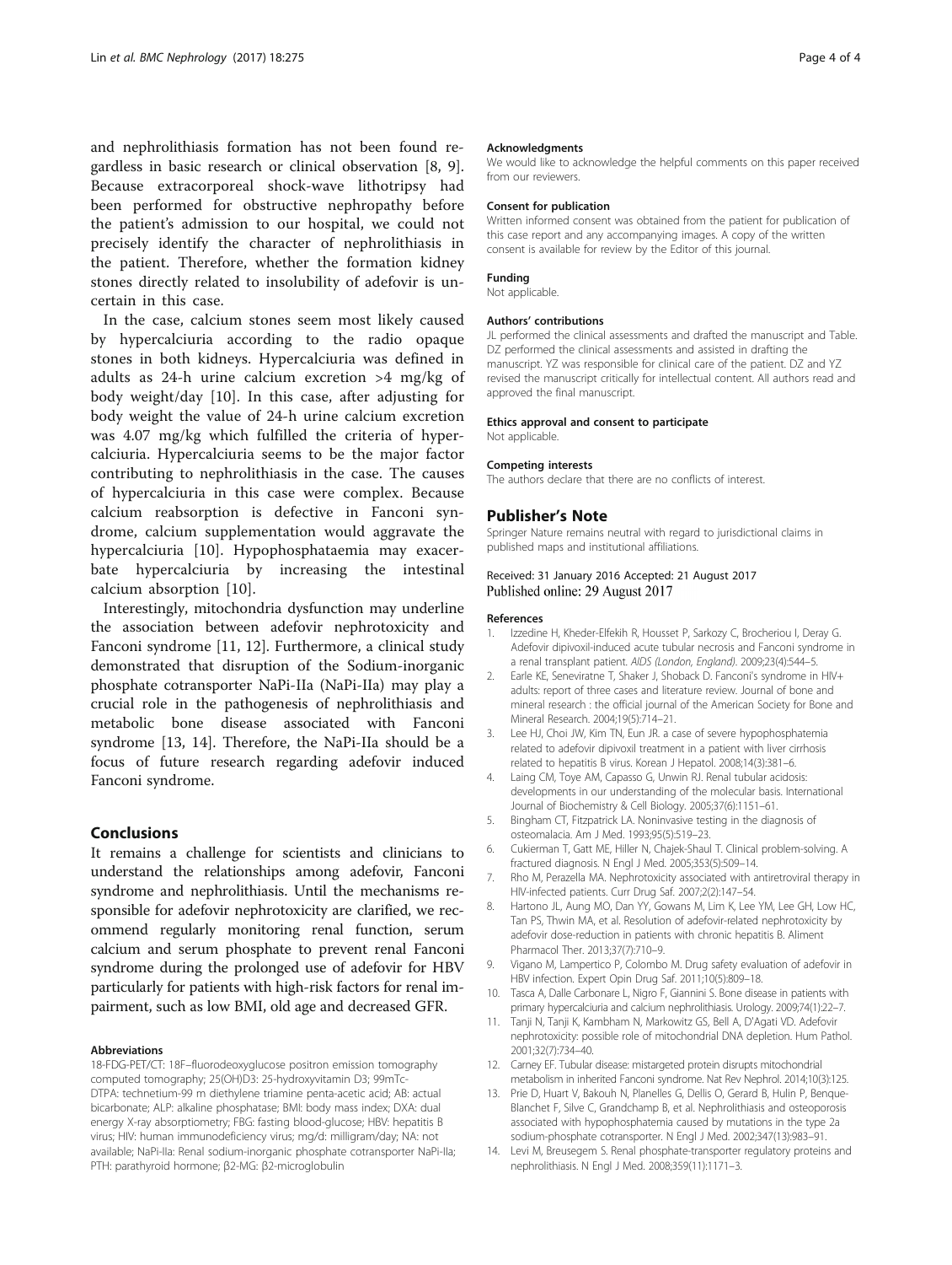and nephrolithiasis formation has not been found regardless in basic research or clinical observation [8, 9]. Because extracorporeal shock-wave lithotripsy had been performed for obstructive nephropathy before the patient's admission to our hospital, we could not precisely identify the character of nephrolithiasis in the patient. Therefore, whether the formation kidney stones directly related to insolubility of adefovir is uncertain in this case.

In the case, calcium stones seem most likely caused by hypercalciuria according to the radio opaque stones in both kidneys. Hypercalciuria was defined in adults as 24-h urine calcium excretion >4 mg/kg of body weight/day [10]. In this case, after adjusting for body weight the value of 24-h urine calcium excretion was 4.07 mg/kg which fulfilled the criteria of hypercalciuria. Hypercalciuria seems to be the major factor contributing to nephrolithiasis in the case. The causes of hypercalciuria in this case were complex. Because calcium reabsorption is defective in Fanconi syndrome, calcium supplementation would aggravate the hypercalciuria [10]. Hypophosphataemia may exacerbate hypercalciuria by increasing the intestinal calcium absorption [10].

Interestingly, mitochondria dysfunction may underline the association between adefovir nephrotoxicity and Fanconi syndrome [11, 12]. Furthermore, a clinical study demonstrated that disruption of the Sodium-inorganic phosphate cotransporter NaPi-IIa (NaPi-IIa) may play a crucial role in the pathogenesis of nephrolithiasis and metabolic bone disease associated with Fanconi syndrome [13, 14]. Therefore, the NaPi-IIa should be a focus of future research regarding adefovir induced Fanconi syndrome.

## Conclusions

It remains a challenge for scientists and clinicians to understand the relationships among adefovir, Fanconi syndrome and nephrolithiasis. Until the mechanisms responsible for adefovir nephrotoxicity are clarified, we recommend regularly monitoring renal function, serum calcium and serum phosphate to prevent renal Fanconi syndrome during the prolonged use of adefovir for HBV particularly for patients with high-risk factors for renal impairment, such as low BMI, old age and decreased GFR.

#### Abbreviations

18-FDG-PET/CT: 18F–fluorodeoxyglucose positron emission tomography computed tomography; 25(OH)D3: 25-hydroxyvitamin D3; 99mTc-DTPA: technetium-99 m diethylene triamine penta-acetic acid; AB: actual bicarbonate; ALP: alkaline phosphatase; BMI: body mass index; DXA: dual energy X-ray absorptiometry; FBG: fasting blood-glucose; HBV: hepatitis B virus; HIV: human immunodeficiency virus; mg/d: milligram/day; NA: not available; NaPi-IIa: Renal sodium-inorganic phosphate cotransporter NaPi-IIa; PTH: parathyroid hormone; β2-MG: β2-microglobulin

#### Acknowledgments

We would like to acknowledge the helpful comments on this paper received from our reviewers.

#### Consent for publication

Written informed consent was obtained from the patient for publication of this case report and any accompanying images. A copy of the written consent is available for review by the Editor of this journal.

#### Funding

Not applicable.

#### Authors' contributions

JL performed the clinical assessments and drafted the manuscript and Table. DZ performed the clinical assessments and assisted in drafting the manuscript. YZ was responsible for clinical care of the patient. DZ and YZ revised the manuscript critically for intellectual content. All authors read and approved the final manuscript.

#### Ethics approval and consent to participate

Not applicable.

#### Competing interests

The authors declare that there are no conflicts of interest.

## Publisher's Note

Springer Nature remains neutral with regard to jurisdictional claims in published maps and institutional affiliations.

Received: 31 January 2016 Accepted: 21 August 2017
Published online: 29 August 2017

#### References

1. Izzedine H, Kheder-Elfekih R, Housset P, Sarkozy C, Brocheriou I, Deray G. Adefovir dipivoxil-induced acute tubular necrosis and Fanconi syndrome in a renal transplant patient. *AIDS (London, England)*. 2009;23(4):544–5.
2. Earle KE, Seneviratne T, Shaker J, Shoback D. Fanconi's syndrome in HIV+ adults: report of three cases and literature review. Journal of bone and mineral research : the official journal of the American Society for Bone and Mineral Research. 2004;19(5):714–21.
3. Lee HJ, Choi JW, Kim TN, Eun JR. a case of severe hypophosphatemia related to adefovir dipivoxil treatment in a patient with liver cirrhosis related to hepatitis B virus. Korean J Hepatol. 2008;14(3):381–6.
4. Laing CM, Toye AM, Capasso G, Unwin RJ. Renal tubular acidosis: developments in our understanding of the molecular basis. International Journal of Biochemistry & Cell Biology. 2005;37(6):1151–61.
5. Bingham CT, Fitzpatrick LA. Noninvasive testing in the diagnosis of osteomalacia. Am J Med. 1993;95(5):519–23.
6. Cukierman T, Gatt ME, Hiller N, Chajek-Shaul T. Clinical problem-solving. A fractured diagnosis. N Engl J Med. 2005;353(5):509–14.
7. Rho M, Perazella MA. Nephrotoxicity associated with antiretroviral therapy in HIV-infected patients. Curr Drug Saf. 2007;2(2):147–54.
8. Hartono JL, Aung MO, Dan YY, Gowans M, Lim K, Lee YM, Lee GH, Low HC, Tan PS, Thwin MA, et al. Resolution of adefovir-related nephrotoxicity by adefovir dose-reduction in patients with chronic hepatitis B. Aliment Pharmacol Ther. 2013;37(7):710–9.
9. Vigano M, Lampertico P, Colombo M. Drug safety evaluation of adefovir in HBV infection. Expert Opin Drug Saf. 2011;10(5):809–18.
10. Tasca A, Dalle Carbonare L, Nigro F, Giannini S. Bone disease in patients with primary hypercalciuria and calcium nephrolithiasis. Urology. 2009;74(1):22–7.
11. Tanji N, Tanji K, Kambham N, Markowitz GS, Bell A, D'Agati VD. Adefovir nephrotoxicity: possible role of mitochondrial DNA depletion. Hum Pathol. 2001;32(7):734–40.
12. Carney EF. Tubular disease: mistargeted protein disrupts mitochondrial metabolism in inherited Fanconi syndrome. Nat Rev Nephrol. 2014;10(3):125.
13. Prie D, Huart V, Bakouh N, Planelles G, Dellis O, Gerard B, Hulin P, Benque-Blanchet F, Silve C, Grandchamp B, et al. Nephrolithiasis and osteoporosis associated with hypophosphatemia caused by mutations in the type 2a sodium-phosphate cotransporter. N Engl J Med. 2002;347(13):983–91.
14. Levi M, Breusegem S. Renal phosphate-transporter regulatory proteins and nephrolithiasis. N Engl J Med. 2008;359(11):1171–3.